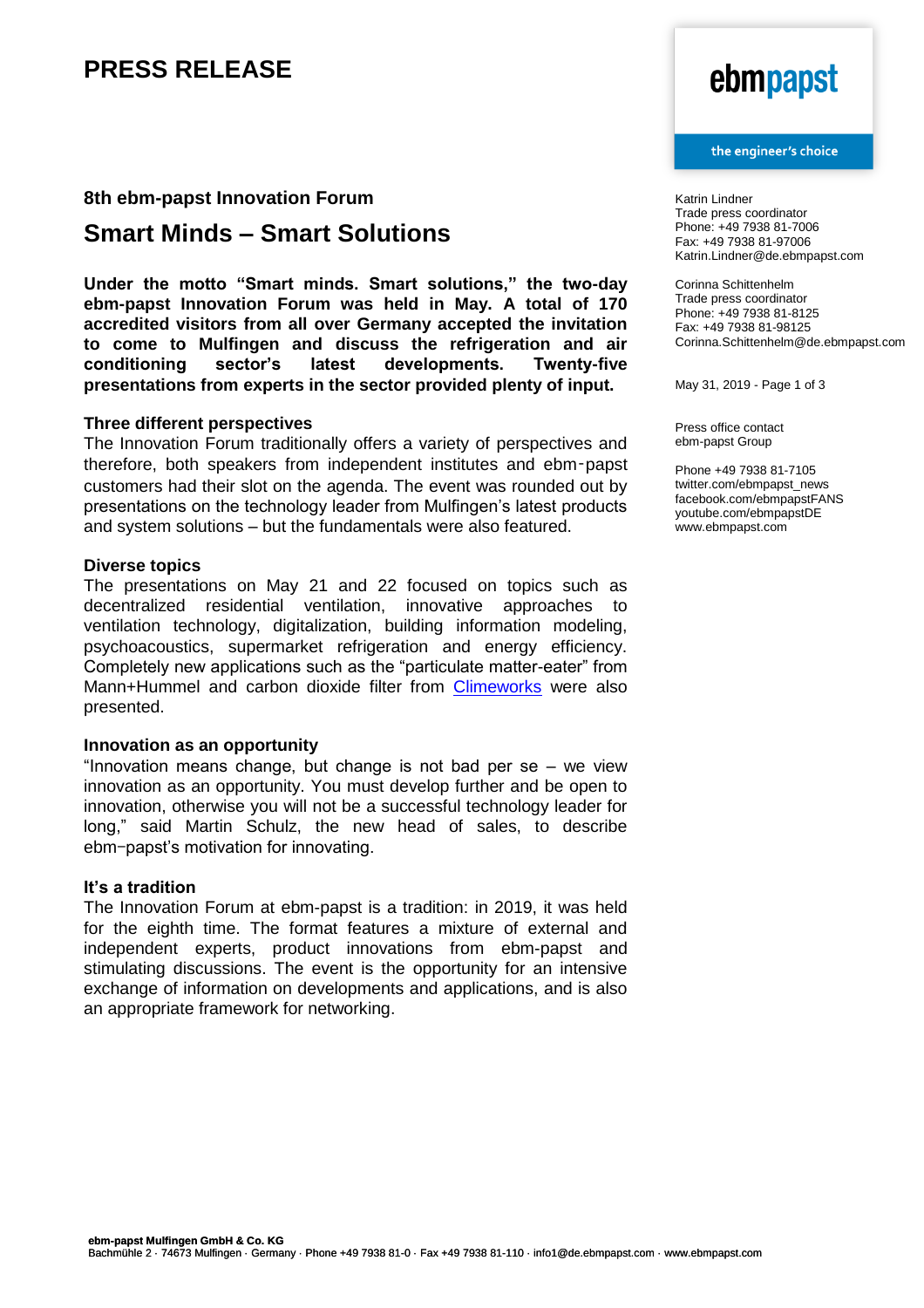# PRESS RELEASE

Katrin Lindner
Trade press coordinator
Phone: +49 7938 81-7006
Fax: +49 7938 81-97006
Katrin.Lindner@de.ebmpapst.com

Corinna Schittenhelm
Trade press coordinator
Phone: +49 7938 81-8125
Fax: +49 7938 81-98125
Corinna.Schittenhelm@de.ebmpapst.com

May 31, 2019

Press office contact
ebm-papst Group

Phone +49 7938 81-7105
twitter.com/ebmpapst_news
facebook.com/ebmpapstFANS
youtube.com/ebmpapstDE
www.ebmpapst.com

### 8th ebm-papst Innovation Forum

## Smart Minds – Smart Solutions

**Under the motto "Smart minds. Smart solutions," the two-day ebm-papst Innovation Forum was held in May. A total of 170 accredited visitors from all over Germany accepted the invitation to come to Mulfingen and discuss the refrigeration and air conditioning sector's latest developments. Twenty-five presentations from experts in the sector provided plenty of input.**

**Three different perspectives**

The Innovation Forum traditionally offers a variety of perspectives and therefore, both speakers from independent institutes and ebm-papst customers had their slot on the agenda. The event was rounded out by presentations on the technology leader from Mulfingen's latest products and system solutions – but the fundamentals were also featured.

**Diverse topics**

The presentations on May 21 and 22 focused on topics such as decentralized residential ventilation, innovative approaches to ventilation technology, digitalization, building information modeling, psychoacoustics, supermarket refrigeration and energy efficiency. Completely new applications such as the "particulate matter-eater" from Mann+Hummel and carbon dioxide filter from Climeworks were also presented.

**Innovation as an opportunity**

"Innovation means change, but change is not bad per se – we view innovation as an opportunity. You must develop further and be open to innovation, otherwise you will not be a successful technology leader for long," said Martin Schulz, the new head of sales, to describe ebm-papst's motivation for innovating.

**It's a tradition**

The Innovation Forum at ebm-papst is a tradition: in 2019, it was held for the eighth time. The format features a mixture of external and independent experts, product innovations from ebm-papst and stimulating discussions. The event is the opportunity for an intensive exchange of information on developments and applications, and is also an appropriate framework for networking.

**ebm-papst Mulfingen GmbH & Co. KG**
Bachmühle 2 · 74673 Mulfingen · Germany · Phone +49 7938 81-0 · Fax +49 7938 81-110 · info1@de.ebmpapst.com · www.ebmpapst.com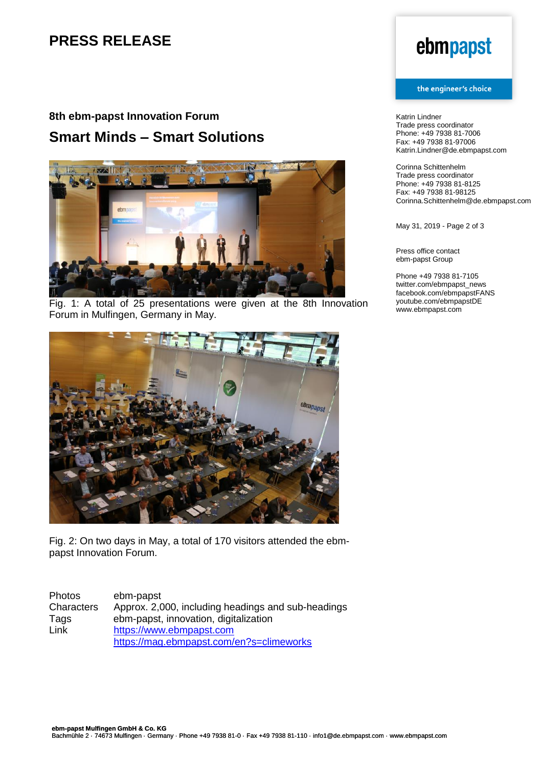# PRESS RELEASE

## 8th ebm-papst Innovation Forum

## Smart Minds – Smart Solutions

Fig. 1: A total of 25 presentations were given at the 8th Innovation Forum in Mulfingen, Germany in May.

Fig. 2: On two days in May, a total of 170 visitors attended the ebm-papst Innovation Forum.

| | |
|---|---|
| Photos | ebm-papst |
| Characters | Approx. 2,000, including headings and sub-headings |
| Tags | ebm-papst, innovation, digitalization |
| Link | https://www.ebmpapst.com |
| | https://mag.ebmpapst.com/en?s=climeworks |

Katrin Lindner
Trade press coordinator
Phone: +49 7938 81-7006
Fax: +49 7938 81-97006
Katrin.Lindner@de.ebmpapst.com

Corinna Schittenhelm
Trade press coordinator
Phone: +49 7938 81-8125
Fax: +49 7938 81-98125
Corinna.Schittenhelm@de.ebmpapst.com

May 31, 2019

Press office contact
ebm-papst Group

Phone +49 7938 81-7105
twitter.com/ebmpapst_news
facebook.com/ebmpapstFANS
youtube.com/ebmpapstDE
www.ebmpapst.com

**ebm-papst Mulfingen GmbH & Co. KG**
Bachmühle 2 · 74673 Mulfingen · Germany · Phone +49 7938 81-0 · Fax +49 7938 81-110 · info1@de.ebmpapst.com · www.ebmpapst.com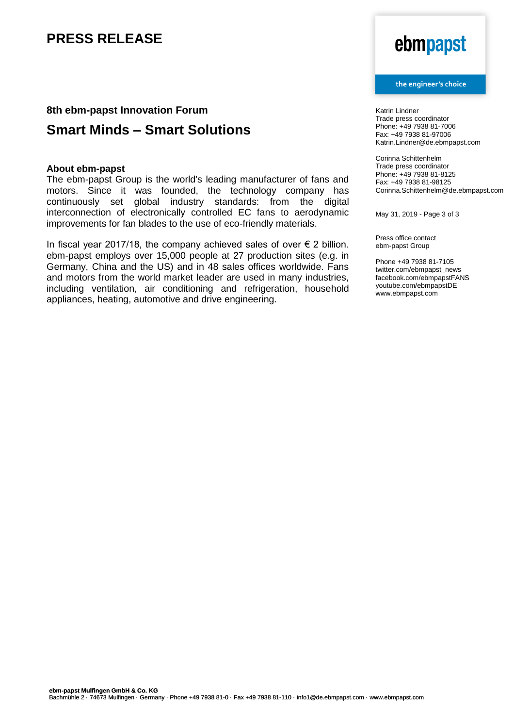# PRESS RELEASE

### 8th ebm-papst Innovation Forum

## Smart Minds – Smart Solutions

**About ebm-papst**

The ebm-papst Group is the world's leading manufacturer of fans and motors. Since it was founded, the technology company has continuously set global industry standards: from the digital interconnection of electronically controlled EC fans to aerodynamic improvements for fan blades to the use of eco-friendly materials.

In fiscal year 2017/18, the company achieved sales of over € 2 billion. ebm-papst employs over 15,000 people at 27 production sites (e.g. in Germany, China and the US) and in 48 sales offices worldwide. Fans and motors from the world market leader are used in many industries, including ventilation, air conditioning and refrigeration, household appliances, heating, automotive and drive engineering.

Katrin Lindner
Trade press coordinator
Phone: +49 7938 81-7006
Fax: +49 7938 81-97006
Katrin.Lindner@de.ebmpapst.com

Corinna Schittenhelm
Trade press coordinator
Phone: +49 7938 81-8125
Fax: +49 7938 81-98125
Corinna.Schittenhelm@de.ebmpapst.com

May 31, 2019

Press office contact
ebm-papst Group

Phone +49 7938 81-7105
twitter.com/ebmpapst_news
facebook.com/ebmpapstFANS
youtube.com/ebmpapstDE
www.ebmpapst.com

**ebm-papst Mulfingen GmbH & Co. KG**
Bachmühle 2 · 74673 Mulfingen · Germany · Phone +49 7938 81-0 · Fax +49 7938 81-110 · info1@de.ebmpapst.com · www.ebmpapst.com